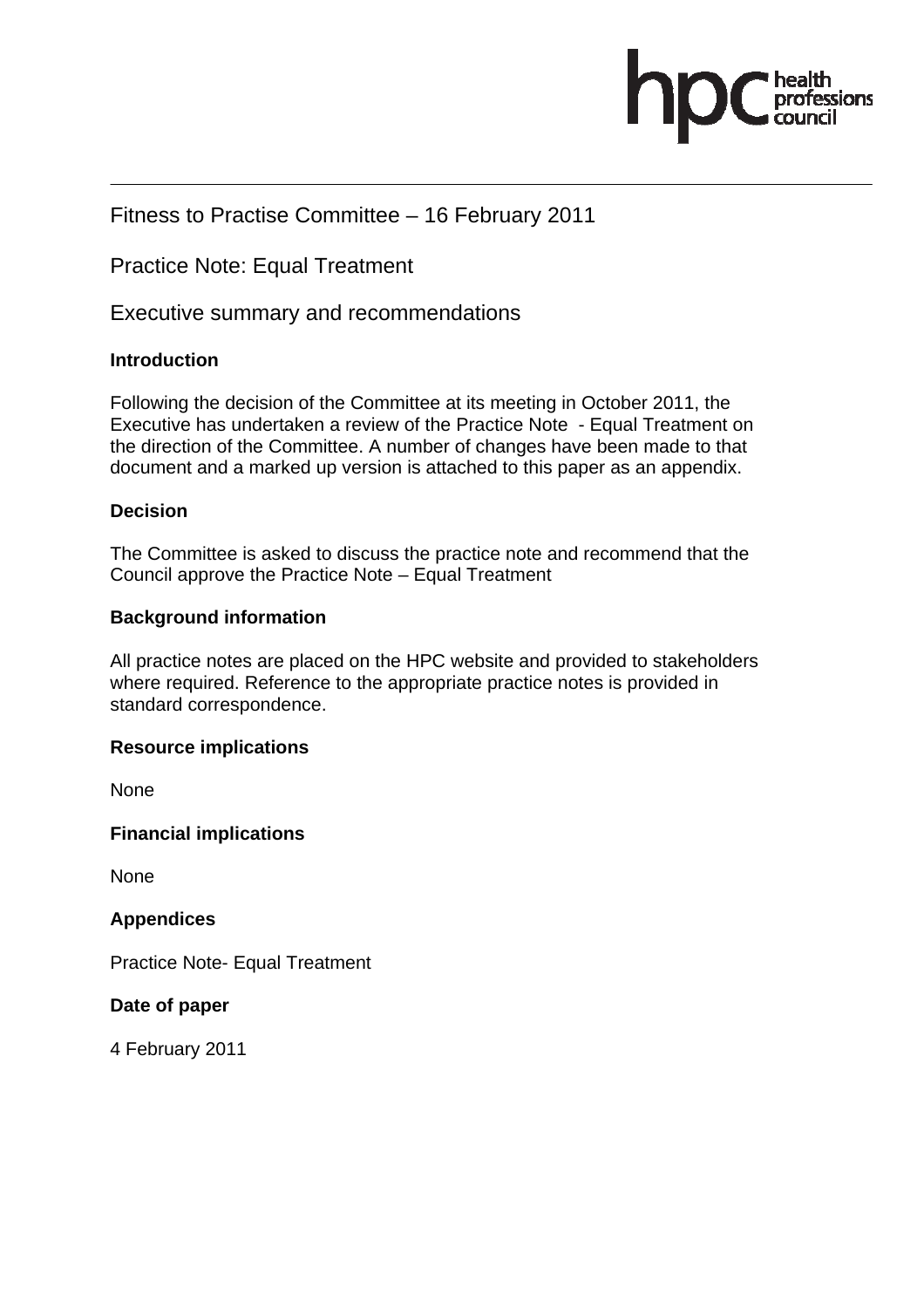Fitness to Practise Committee – 16 February 2011

Practice Note: Equal Treatment

Executive summary and recommendations

**Introduction**

Following the decision of the Committee at its meeting in October 2011, the Executive has undertaken a review of the Practice Note - Equal Treatment on the direction of the Committee. A number of changes have been made to that document and a marked up version is attached to this paper as an appendix.

**Decision**

The Committee is asked to discuss the practice note and recommend that the Council approve the Practice Note – Equal Treatment

**Background information**

All practice notes are placed on the HPC website and provided to stakeholders where required. Reference to the appropriate practice notes is provided in standard correspondence.

**Resource implications**

None

**Financial implications**

None

**Appendices**

Practice Note- Equal Treatment

**Date of paper**

4 February 2011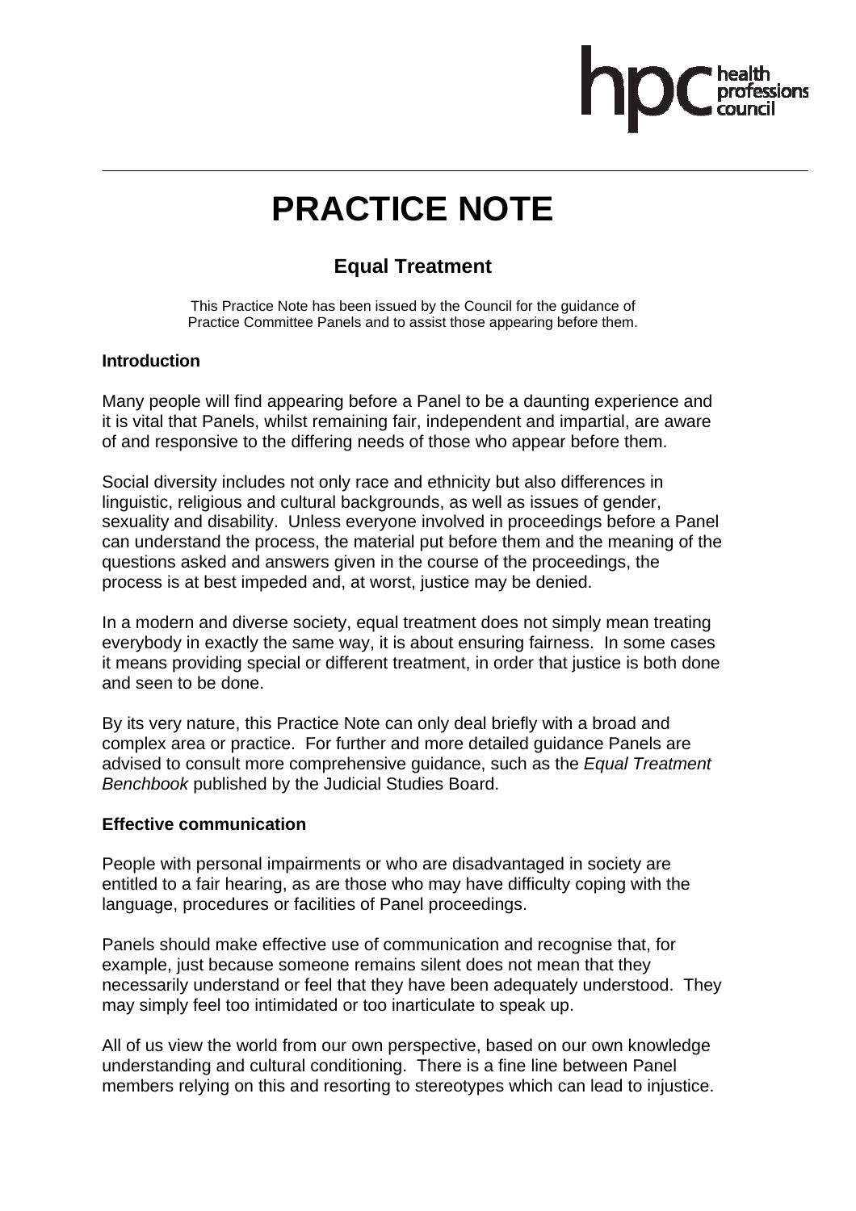# PRACTICE NOTE

## Equal Treatment

This Practice Note has been issued by the Council for the guidance of Practice Committee Panels and to assist those appearing before them.

### Introduction

Many people will find appearing before a Panel to be a daunting experience and it is vital that Panels, whilst remaining fair, independent and impartial, are aware of and responsive to the differing needs of those who appear before them.

Social diversity includes not only race and ethnicity but also differences in linguistic, religious and cultural backgrounds, as well as issues of gender, sexuality and disability. Unless everyone involved in proceedings before a Panel can understand the process, the material put before them and the meaning of the questions asked and answers given in the course of the proceedings, the process is at best impeded and, at worst, justice may be denied.

In a modern and diverse society, equal treatment does not simply mean treating everybody in exactly the same way, it is about ensuring fairness. In some cases it means providing special or different treatment, in order that justice is both done and seen to be done.

By its very nature, this Practice Note can only deal briefly with a broad and complex area or practice. For further and more detailed guidance Panels are advised to consult more comprehensive guidance, such as the *Equal Treatment Benchbook* published by the Judicial Studies Board.

### Effective communication

People with personal impairments or who are disadvantaged in society are entitled to a fair hearing, as are those who may have difficulty coping with the language, procedures or facilities of Panel proceedings.

Panels should make effective use of communication and recognise that, for example, just because someone remains silent does not mean that they necessarily understand or feel that they have been adequately understood. They may simply feel too intimidated or too inarticulate to speak up.

All of us view the world from our own perspective, based on our own knowledge understanding and cultural conditioning. There is a fine line between Panel members relying on this and resorting to stereotypes which can lead to injustice.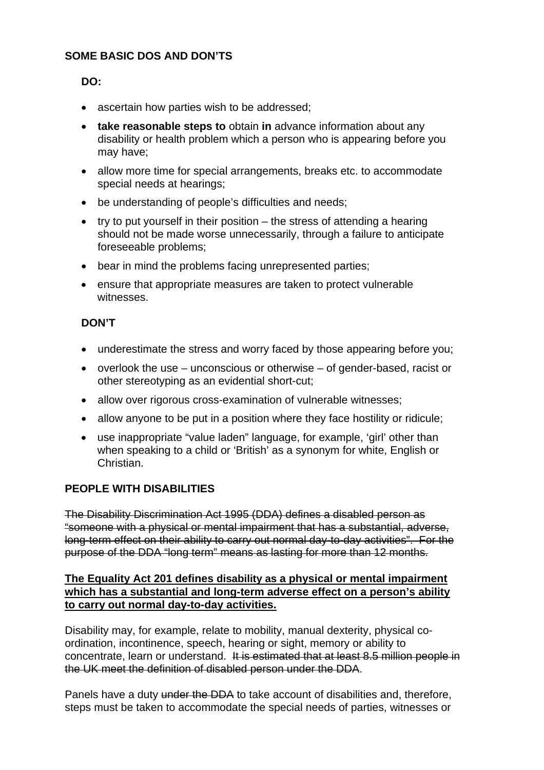**SOME BASIC DOS AND DON'TS**

**DO:**

- ascertain how parties wish to be addressed;
- **take reasonable steps to** obtain **in** advance information about any disability or health problem which a person who is appearing before you may have;
- allow more time for special arrangements, breaks etc. to accommodate special needs at hearings;
- be understanding of people's difficulties and needs;
- try to put yourself in their position – the stress of attending a hearing should not be made worse unnecessarily, through a failure to anticipate foreseeable problems;
- bear in mind the problems facing unrepresented parties;
- ensure that appropriate measures are taken to protect vulnerable witnesses.

**DON'T**

- underestimate the stress and worry faced by those appearing before you;
- overlook the use – unconscious or otherwise – of gender-based, racist or other stereotyping as an evidential short-cut;
- allow over rigorous cross-examination of vulnerable witnesses;
- allow anyone to be put in a position where they face hostility or ridicule;
- use inappropriate "value laden" language, for example, 'girl' other than when speaking to a child or 'British' as a synonym for white, English or Christian.

**PEOPLE WITH DISABILITIES**

~~The Disability Discrimination Act 1995 (DDA) defines a disabled person as "someone with a physical or mental impairment that has a substantial, adverse, long-term effect on their ability to carry out normal day-to-day activities". For the purpose of the DDA "long term" means as lasting for more than 12 months.~~

<u>**The Equality Act 201 defines disability as a physical or mental impairment which has a substantial and long-term adverse effect on a person's ability to carry out normal day-to-day activities.**</u>

Disability may, for example, relate to mobility, manual dexterity, physical co-ordination, incontinence, speech, hearing or sight, memory or ability to concentrate, learn or understand. ~~It is estimated that at least 8.5 million people in the UK meet the definition of disabled person under the DDA~~.

Panels have a duty ~~under the DDA~~ to take account of disabilities and, therefore, steps must be taken to accommodate the special needs of parties, witnesses or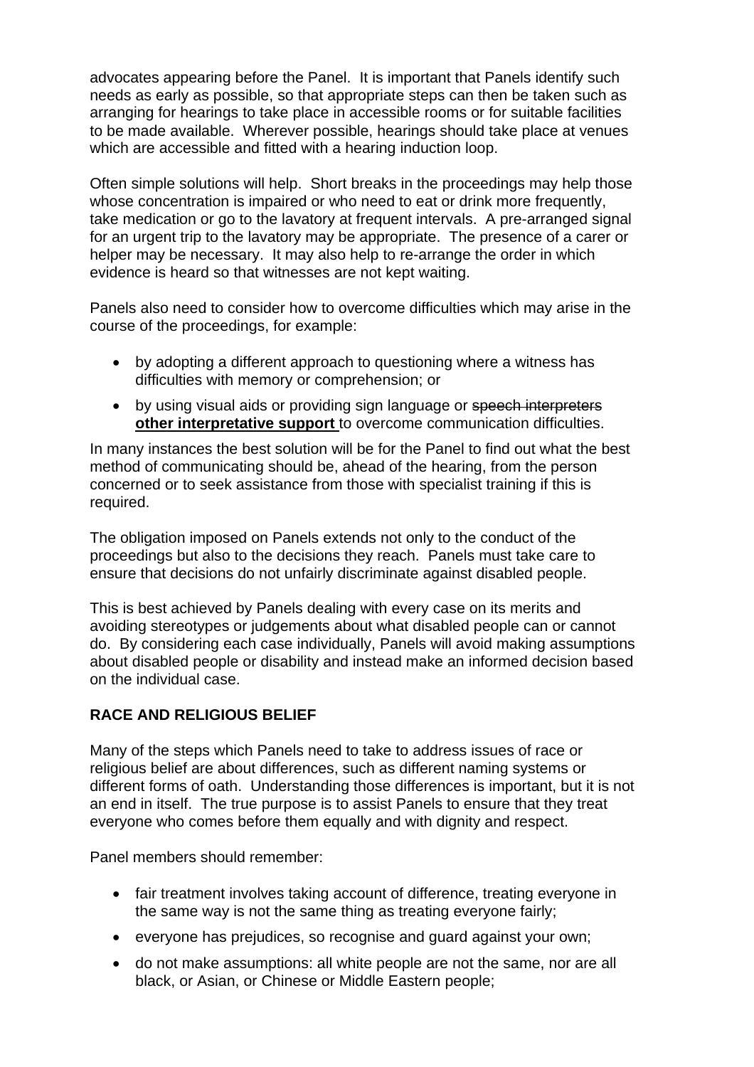advocates appearing before the Panel. It is important that Panels identify such needs as early as possible, so that appropriate steps can then be taken such as arranging for hearings to take place in accessible rooms or for suitable facilities to be made available. Wherever possible, hearings should take place at venues which are accessible and fitted with a hearing induction loop.

Often simple solutions will help. Short breaks in the proceedings may help those whose concentration is impaired or who need to eat or drink more frequently, take medication or go to the lavatory at frequent intervals. A pre-arranged signal for an urgent trip to the lavatory may be appropriate. The presence of a carer or helper may be necessary. It may also help to re-arrange the order in which evidence is heard so that witnesses are not kept waiting.

Panels also need to consider how to overcome difficulties which may arise in the course of the proceedings, for example:

- by adopting a different approach to questioning where a witness has difficulties with memory or comprehension; or
- by using visual aids or providing sign language or ~~speech interpreters~~ **other interpretative support** to overcome communication difficulties.

In many instances the best solution will be for the Panel to find out what the best method of communicating should be, ahead of the hearing, from the person concerned or to seek assistance from those with specialist training if this is required.

The obligation imposed on Panels extends not only to the conduct of the proceedings but also to the decisions they reach. Panels must take care to ensure that decisions do not unfairly discriminate against disabled people.

This is best achieved by Panels dealing with every case on its merits and avoiding stereotypes or judgements about what disabled people can or cannot do. By considering each case individually, Panels will avoid making assumptions about disabled people or disability and instead make an informed decision based on the individual case.

## RACE AND RELIGIOUS BELIEF

Many of the steps which Panels need to take to address issues of race or religious belief are about differences, such as different naming systems or different forms of oath. Understanding those differences is important, but it is not an end in itself. The true purpose is to assist Panels to ensure that they treat everyone who comes before them equally and with dignity and respect.

Panel members should remember:

- fair treatment involves taking account of difference, treating everyone in the same way is not the same thing as treating everyone fairly;
- everyone has prejudices, so recognise and guard against your own;
- do not make assumptions: all white people are not the same, nor are all black, or Asian, or Chinese or Middle Eastern people;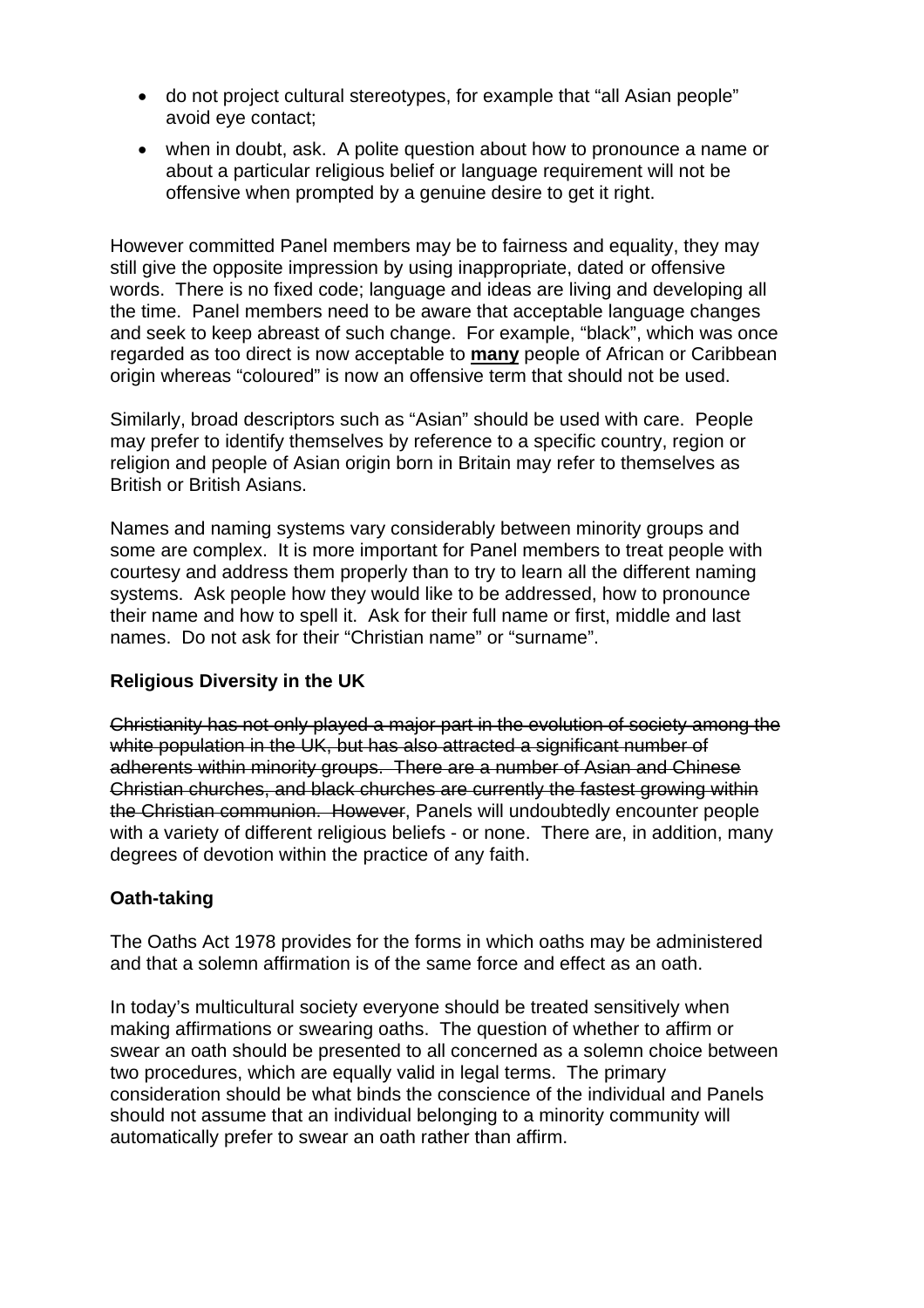- do not project cultural stereotypes, for example that "all Asian people" avoid eye contact;
- when in doubt, ask. A polite question about how to pronounce a name or about a particular religious belief or language requirement will not be offensive when prompted by a genuine desire to get it right.

However committed Panel members may be to fairness and equality, they may still give the opposite impression by using inappropriate, dated or offensive words. There is no fixed code; language and ideas are living and developing all the time. Panel members need to be aware that acceptable language changes and seek to keep abreast of such change. For example, "black", which was once regarded as too direct is now acceptable to <u>**many**</u> people of African or Caribbean origin whereas "coloured" is now an offensive term that should not be used.

Similarly, broad descriptors such as "Asian" should be used with care. People may prefer to identify themselves by reference to a specific country, region or religion and people of Asian origin born in Britain may refer to themselves as British or British Asians.

Names and naming systems vary considerably between minority groups and some are complex. It is more important for Panel members to treat people with courtesy and address them properly than to try to learn all the different naming systems. Ask people how they would like to be addressed, how to pronounce their name and how to spell it. Ask for their full name or first, middle and last names. Do not ask for their "Christian name" or "surname".

**Religious Diversity in the UK**

~~Christianity has not only played a major part in the evolution of society among the white population in the UK, but has also attracted a significant number of adherents within minority groups. There are a number of Asian and Chinese Christian churches, and black churches are currently the fastest growing within the Christian communion. However~~, Panels will undoubtedly encounter people with a variety of different religious beliefs - or none. There are, in addition, many degrees of devotion within the practice of any faith.

**Oath-taking**

The Oaths Act 1978 provides for the forms in which oaths may be administered and that a solemn affirmation is of the same force and effect as an oath.

In today's multicultural society everyone should be treated sensitively when making affirmations or swearing oaths. The question of whether to affirm or swear an oath should be presented to all concerned as a solemn choice between two procedures, which are equally valid in legal terms. The primary consideration should be what binds the conscience of the individual and Panels should not assume that an individual belonging to a minority community will automatically prefer to swear an oath rather than affirm.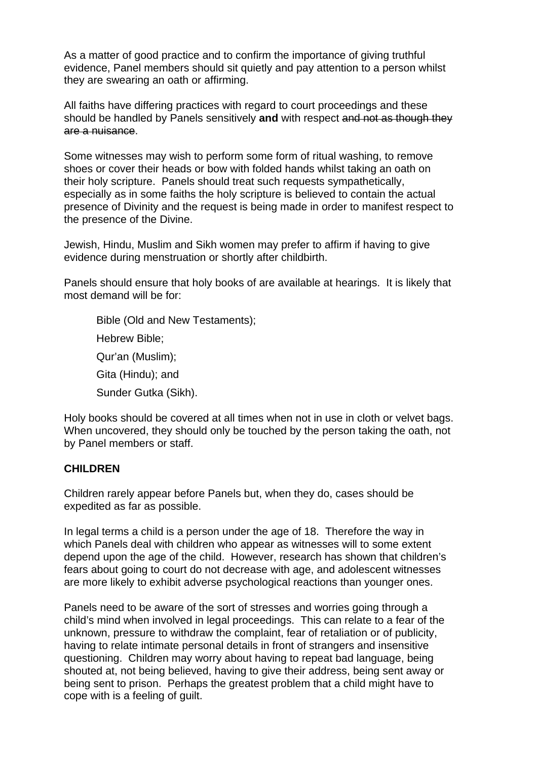As a matter of good practice and to confirm the importance of giving truthful evidence, Panel members should sit quietly and pay attention to a person whilst they are swearing an oath or affirming.

All faiths have differing practices with regard to court proceedings and these should be handled by Panels sensitively **and** with respect ~~and not as though they are a nuisance~~.

Some witnesses may wish to perform some form of ritual washing, to remove shoes or cover their heads or bow with folded hands whilst taking an oath on their holy scripture. Panels should treat such requests sympathetically, especially as in some faiths the holy scripture is believed to contain the actual presence of Divinity and the request is being made in order to manifest respect to the presence of the Divine.

Jewish, Hindu, Muslim and Sikh women may prefer to affirm if having to give evidence during menstruation or shortly after childbirth.

Panels should ensure that holy books of are available at hearings. It is likely that most demand will be for:

- Bible (Old and New Testaments);
- Hebrew Bible;
- Qur'an (Muslim);
- Gita (Hindu); and
- Sunder Gutka (Sikh).

Holy books should be covered at all times when not in use in cloth or velvet bags. When uncovered, they should only be touched by the person taking the oath, not by Panel members or staff.

**CHILDREN**

Children rarely appear before Panels but, when they do, cases should be expedited as far as possible.

In legal terms a child is a person under the age of 18. Therefore the way in which Panels deal with children who appear as witnesses will to some extent depend upon the age of the child. However, research has shown that children's fears about going to court do not decrease with age, and adolescent witnesses are more likely to exhibit adverse psychological reactions than younger ones.

Panels need to be aware of the sort of stresses and worries going through a child's mind when involved in legal proceedings. This can relate to a fear of the unknown, pressure to withdraw the complaint, fear of retaliation or of publicity, having to relate intimate personal details in front of strangers and insensitive questioning. Children may worry about having to repeat bad language, being shouted at, not being believed, having to give their address, being sent away or being sent to prison. Perhaps the greatest problem that a child might have to cope with is a feeling of guilt.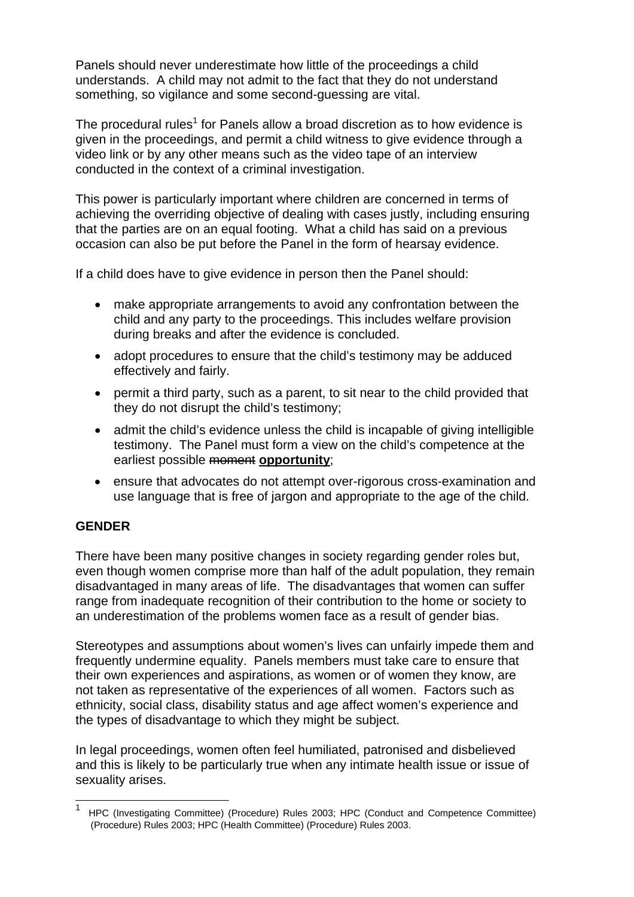Panels should never underestimate how little of the proceedings a child understands. A child may not admit to the fact that they do not understand something, so vigilance and some second-guessing are vital.

The procedural rules[1] for Panels allow a broad discretion as to how evidence is given in the proceedings, and permit a child witness to give evidence through a video link or by any other means such as the video tape of an interview conducted in the context of a criminal investigation.

This power is particularly important where children are concerned in terms of achieving the overriding objective of dealing with cases justly, including ensuring that the parties are on an equal footing. What a child has said on a previous occasion can also be put before the Panel in the form of hearsay evidence.

If a child does have to give evidence in person then the Panel should:

- make appropriate arrangements to avoid any confrontation between the child and any party to the proceedings. This includes welfare provision during breaks and after the evidence is concluded.
- adopt procedures to ensure that the child's testimony may be adduced effectively and fairly.
- permit a third party, such as a parent, to sit near to the child provided that they do not disrupt the child's testimony;
- admit the child's evidence unless the child is incapable of giving intelligible testimony. The Panel must form a view on the child's competence at the earliest possible ~~moment~~ **opportunity**;
- ensure that advocates do not attempt over-rigorous cross-examination and use language that is free of jargon and appropriate to the age of the child.

**GENDER**

There have been many positive changes in society regarding gender roles but, even though women comprise more than half of the adult population, they remain disadvantaged in many areas of life. The disadvantages that women can suffer range from inadequate recognition of their contribution to the home or society to an underestimation of the problems women face as a result of gender bias.

Stereotypes and assumptions about women's lives can unfairly impede them and frequently undermine equality. Panels members must take care to ensure that their own experiences and aspirations, as women or of women they know, are not taken as representative of the experiences of all women. Factors such as ethnicity, social class, disability status and age affect women's experience and the types of disadvantage to which they might be subject.

In legal proceedings, women often feel humiliated, patronised and disbelieved and this is likely to be particularly true when any intimate health issue or issue of sexuality arises.

---

[1] HPC (Investigating Committee) (Procedure) Rules 2003; HPC (Conduct and Competence Committee) (Procedure) Rules 2003; HPC (Health Committee) (Procedure) Rules 2003.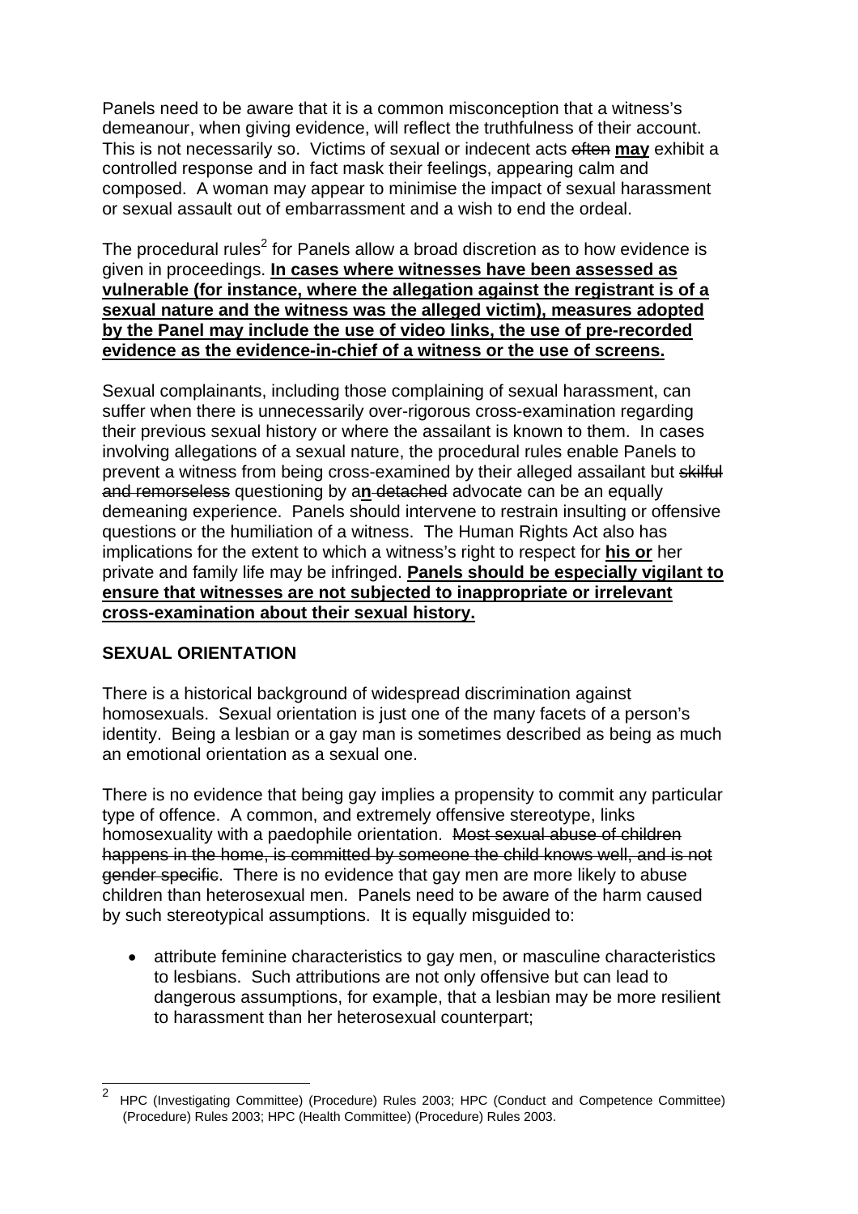Panels need to be aware that it is a common misconception that a witness's demeanour, when giving evidence, will reflect the truthfulness of their account. This is not necessarily so. Victims of sexual or indecent acts ~~often~~ **may** exhibit a controlled response and in fact mask their feelings, appearing calm and composed. A woman may appear to minimise the impact of sexual harassment or sexual assault out of embarrassment and a wish to end the ordeal.

The procedural rules[2] for Panels allow a broad discretion as to how evidence is given in proceedings. **<u>In cases where witnesses have been assessed as vulnerable (for instance, where the allegation against the registrant is of a sexual nature and the witness was the alleged victim), measures adopted by the Panel may include the use of video links, the use of pre-recorded evidence as the evidence-in-chief of a witness or the use of screens.</u>**

Sexual complainants, including those complaining of sexual harassment, can suffer when there is unnecessarily over-rigorous cross-examination regarding their previous sexual history or where the assailant is known to them. In cases involving allegations of a sexual nature, the procedural rules enable Panels to prevent a witness from being cross-examined by their alleged assailant but ~~skilful and remorseless~~ questioning by a**<u>n</u>** ~~detached~~ advocate can be an equally demeaning experience. Panels should intervene to restrain insulting or offensive questions or the humiliation of a witness. The Human Rights Act also has implications for the extent to which a witness's right to respect for **<u>his or</u>** her private and family life may be infringed. **<u>Panels should be especially vigilant to ensure that witnesses are not subjected to inappropriate or irrelevant cross-examination about their sexual history.</u>**

## SEXUAL ORIENTATION

There is a historical background of widespread discrimination against homosexuals. Sexual orientation is just one of the many facets of a person's identity. Being a lesbian or a gay man is sometimes described as being as much an emotional orientation as a sexual one.

There is no evidence that being gay implies a propensity to commit any particular type of offence. A common, and extremely offensive stereotype, links homosexuality with a paedophile orientation. ~~Most sexual abuse of children happens in the home, is committed by someone the child knows well, and is not gender specific~~. There is no evidence that gay men are more likely to abuse children than heterosexual men. Panels need to be aware of the harm caused by such stereotypical assumptions. It is equally misguided to:

- attribute feminine characteristics to gay men, or masculine characteristics to lesbians. Such attributions are not only offensive but can lead to dangerous assumptions, for example, that a lesbian may be more resilient to harassment than her heterosexual counterpart;

---

[2] HPC (Investigating Committee) (Procedure) Rules 2003; HPC (Conduct and Competence Committee) (Procedure) Rules 2003; HPC (Health Committee) (Procedure) Rules 2003.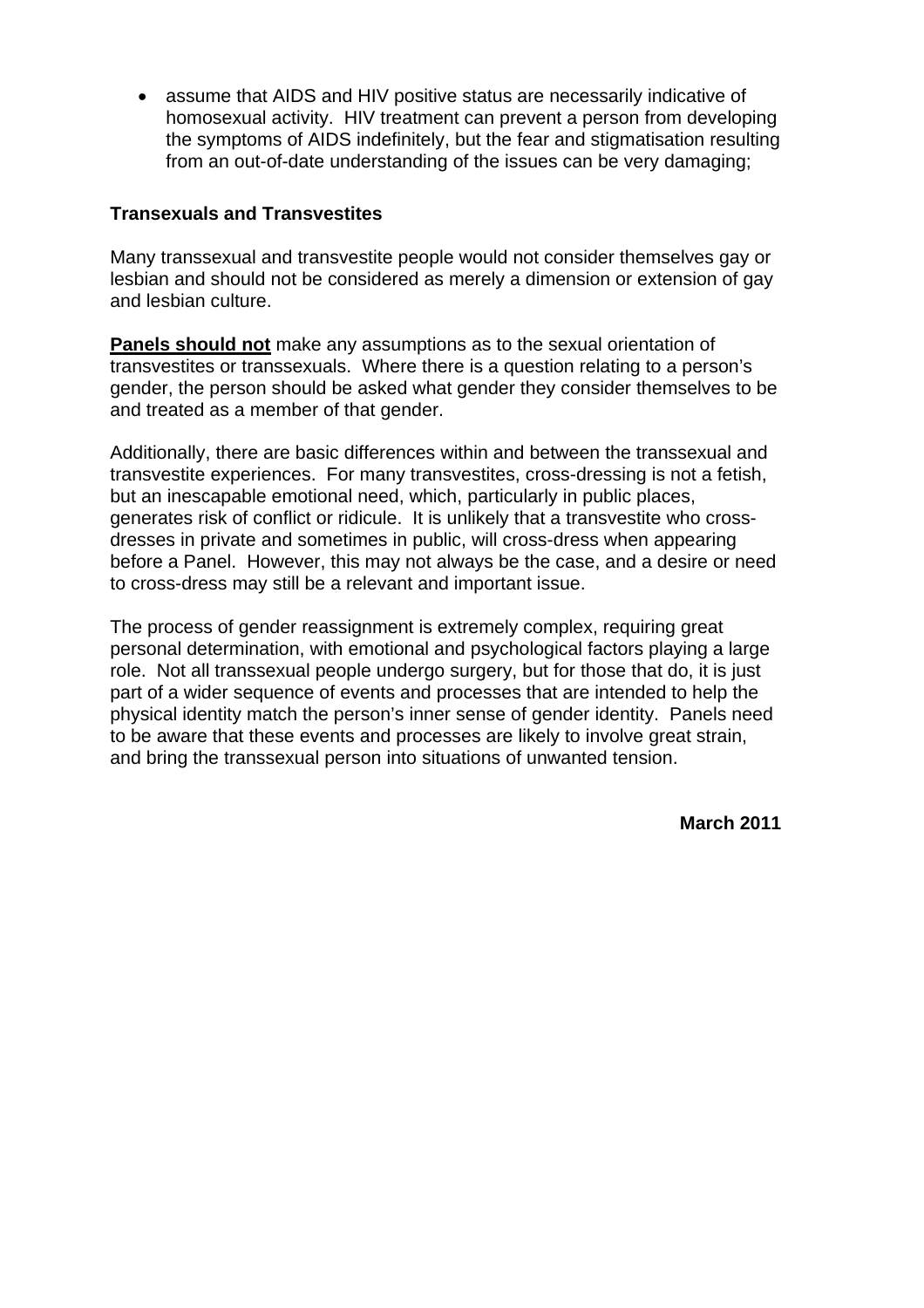- assume that AIDS and HIV positive status are necessarily indicative of homosexual activity. HIV treatment can prevent a person from developing the symptoms of AIDS indefinitely, but the fear and stigmatisation resulting from an out-of-date understanding of the issues can be very damaging;

**Transexuals and Transvestites**

Many transsexual and transvestite people would not consider themselves gay or lesbian and should not be considered as merely a dimension or extension of gay and lesbian culture.

**<u>Panels should not</u>** make any assumptions as to the sexual orientation of transvestites or transsexuals. Where there is a question relating to a person's gender, the person should be asked what gender they consider themselves to be and treated as a member of that gender.

Additionally, there are basic differences within and between the transsexual and transvestite experiences. For many transvestites, cross-dressing is not a fetish, but an inescapable emotional need, which, particularly in public places, generates risk of conflict or ridicule. It is unlikely that a transvestite who cross-dresses in private and sometimes in public, will cross-dress when appearing before a Panel. However, this may not always be the case, and a desire or need to cross-dress may still be a relevant and important issue.

The process of gender reassignment is extremely complex, requiring great personal determination, with emotional and psychological factors playing a large role. Not all transsexual people undergo surgery, but for those that do, it is just part of a wider sequence of events and processes that are intended to help the physical identity match the person's inner sense of gender identity. Panels need to be aware that these events and processes are likely to involve great strain, and bring the transsexual person into situations of unwanted tension.

**March 2011**